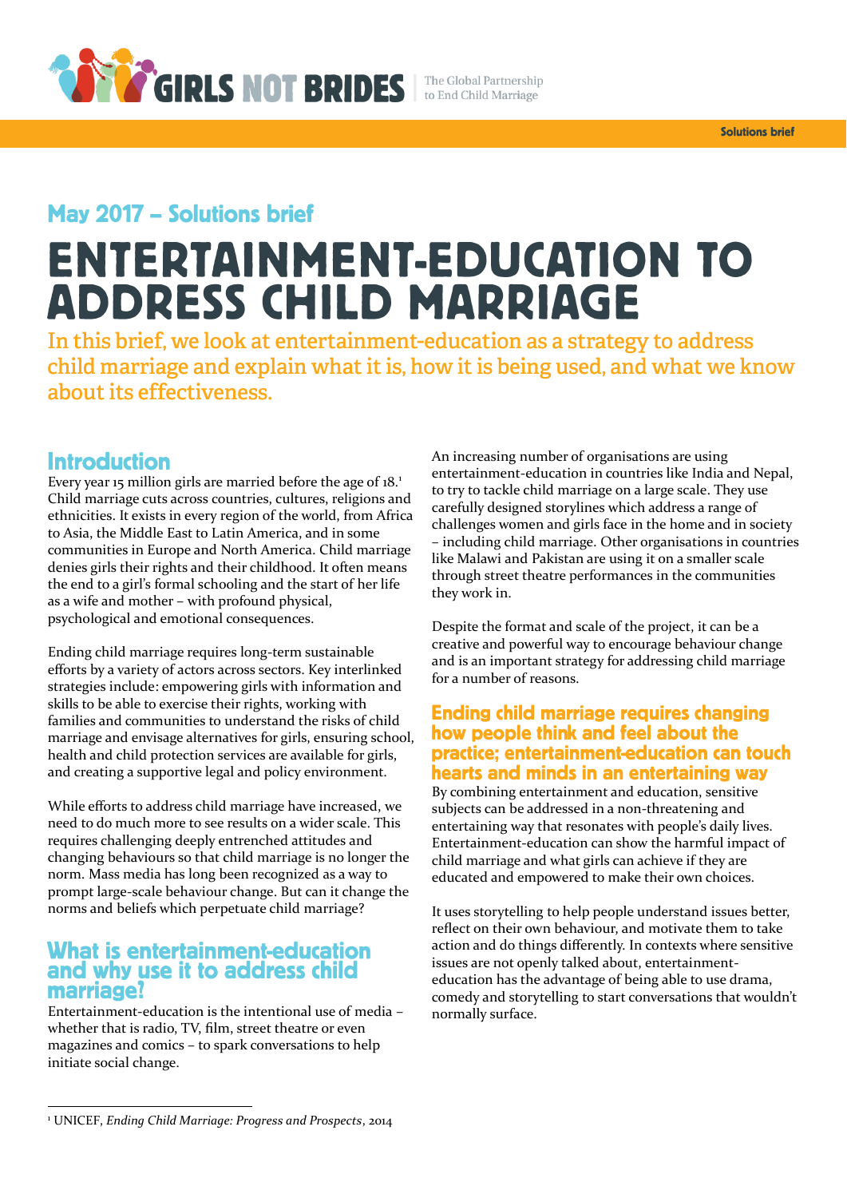May 2017 – Solutions brief

# ENTERTAINMENT-EDUCATION TO ADDRESS CHILD MARRIAGE

In this brief, we look at entertainment-education as a strategy to address child marriage and explain what it is, how it is being used, and what we know about its effectiveness.

## Introduction

Every year 15 million girls are married before the age of 18.[1] Child marriage cuts across countries, cultures, religions and ethnicities. It exists in every region of the world, from Africa to Asia, the Middle East to Latin America, and in some communities in Europe and North America. Child marriage denies girls their rights and their childhood. It often means the end to a girl's formal schooling and the start of her life as a wife and mother – with profound physical, psychological and emotional consequences.

Ending child marriage requires long-term sustainable efforts by a variety of actors across sectors. Key interlinked strategies include: empowering girls with information and skills to be able to exercise their rights, working with families and communities to understand the risks of child marriage and envisage alternatives for girls, ensuring school, health and child protection services are available for girls, and creating a supportive legal and policy environment.

While efforts to address child marriage have increased, we need to do much more to see results on a wider scale. This requires challenging deeply entrenched attitudes and changing behaviours so that child marriage is no longer the norm. Mass media has long been recognized as a way to prompt large-scale behaviour change. But can it change the norms and beliefs which perpetuate child marriage?

## What is entertainment-education and why use it to address child marriage?

Entertainment-education is the intentional use of media – whether that is radio, TV, film, street theatre or even magazines and comics – to spark conversations to help initiate social change.

An increasing number of organisations are using entertainment-education in countries like India and Nepal, to try to tackle child marriage on a large scale. They use carefully designed storylines which address a range of challenges women and girls face in the home and in society – including child marriage. Other organisations in countries like Malawi and Pakistan are using it on a smaller scale through street theatre performances in the communities they work in.

Despite the format and scale of the project, it can be a creative and powerful way to encourage behaviour change and is an important strategy for addressing child marriage for a number of reasons.

### Ending child marriage requires changing how people think and feel about the practice; entertainment-education can touch hearts and minds in an entertaining way

By combining entertainment and education, sensitive subjects can be addressed in a non-threatening and entertaining way that resonates with people's daily lives. Entertainment-education can show the harmful impact of child marriage and what girls can achieve if they are educated and empowered to make their own choices.

It uses storytelling to help people understand issues better, reflect on their own behaviour, and motivate them to take action and do things differently. In contexts where sensitive issues are not openly talked about, entertainment-education has the advantage of being able to use drama, comedy and storytelling to start conversations that wouldn't normally surface.

[1] UNICEF, *Ending Child Marriage: Progress and Prospects*, 2014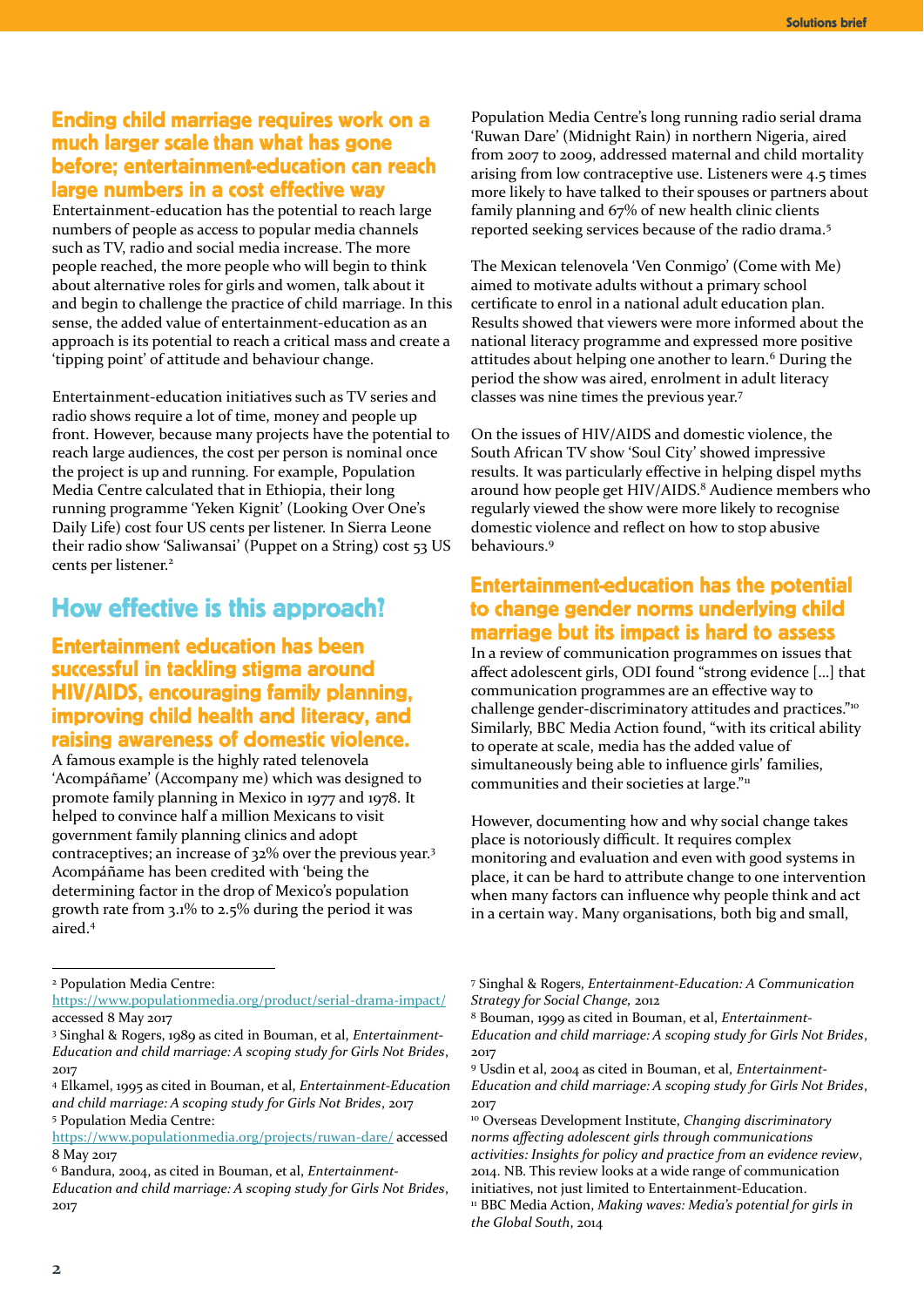### Ending child marriage requires work on a much larger scale than what has gone before; entertainment-education can reach large numbers in a cost effective way

Entertainment-education has the potential to reach large numbers of people as access to popular media channels such as TV, radio and social media increase. The more people reached, the more people who will begin to think about alternative roles for girls and women, talk about it and begin to challenge the practice of child marriage. In this sense, the added value of entertainment-education as an approach is its potential to reach a critical mass and create a 'tipping point' of attitude and behaviour change.

Entertainment-education initiatives such as TV series and radio shows require a lot of time, money and people up front. However, because many projects have the potential to reach large audiences, the cost per person is nominal once the project is up and running. For example, Population Media Centre calculated that in Ethiopia, their long running programme 'Yeken Kignit' (Looking Over One's Daily Life) cost four US cents per listener. In Sierra Leone their radio show 'Saliwansai' (Puppet on a String) cost 53 US cents per listener.[2]

## How effective is this approach?

### Entertainment education has been successful in tackling stigma around HIV/AIDS, encouraging family planning, improving child health and literacy, and raising awareness of domestic violence.

A famous example is the highly rated telenovela 'Acompáñame' (Accompany me) which was designed to promote family planning in Mexico in 1977 and 1978. It helped to convince half a million Mexicans to visit government family planning clinics and adopt contraceptives; an increase of 32% over the previous year.[3] Acompáñame has been credited with 'being the determining factor in the drop of Mexico's population growth rate from 3.1% to 2.5% during the period it was aired.[4]

Population Media Centre's long running radio serial drama 'Ruwan Dare' (Midnight Rain) in northern Nigeria, aired from 2007 to 2009, addressed maternal and child mortality arising from low contraceptive use. Listeners were 4.5 times more likely to have talked to their spouses or partners about family planning and 67% of new health clinic clients reported seeking services because of the radio drama.[5]

The Mexican telenovela 'Ven Conmigo' (Come with Me) aimed to motivate adults without a primary school certificate to enrol in a national adult education plan. Results showed that viewers were more informed about the national literacy programme and expressed more positive attitudes about helping one another to learn.[6] During the period the show was aired, enrolment in adult literacy classes was nine times the previous year.[7]

On the issues of HIV/AIDS and domestic violence, the South African TV show 'Soul City' showed impressive results. It was particularly effective in helping dispel myths around how people get HIV/AIDS.[8] Audience members who regularly viewed the show were more likely to recognise domestic violence and reflect on how to stop abusive behaviours.[9]

### Entertainment-education has the potential to change gender norms underlying child marriage but its impact is hard to assess

In a review of communication programmes on issues that affect adolescent girls, ODI found "strong evidence [...] that communication programmes are an effective way to challenge gender-discriminatory attitudes and practices."[10] Similarly, BBC Media Action found, "with its critical ability to operate at scale, media has the added value of simultaneously being able to influence girls' families, communities and their societies at large."[11]

However, documenting how and why social change takes place is notoriously difficult. It requires complex monitoring and evaluation and even with good systems in place, it can be hard to attribute change to one intervention when many factors can influence why people think and act in a certain way. Many organisations, both big and small,

---

[2] Population Media Centre: https://www.populationmedia.org/product/serial-drama-impact/ accessed 8 May 2017

[3] Singhal & Rogers, 1989 as cited in Bouman, et al, *Entertainment-Education and child marriage: A scoping study for Girls Not Brides*, 2017

[4] Elkamel, 1995 as cited in Bouman, et al, *Entertainment-Education and child marriage: A scoping study for Girls Not Brides*, 2017

[5] Population Media Centre: https://www.populationmedia.org/projects/ruwan-dare/ accessed 8 May 2017

[6] Bandura, 2004, as cited in Bouman, et al, *Entertainment-Education and child marriage: A scoping study for Girls Not Brides*, 2017

[7] Singhal & Rogers, *Entertainment-Education: A Communication Strategy for Social Change*, 2012

[8] Bouman, 1999 as cited in Bouman, et al, *Entertainment-Education and child marriage: A scoping study for Girls Not Brides*, 2017

[9] Usdin et al, 2004 as cited in Bouman, et al, *Entertainment-Education and child marriage: A scoping study for Girls Not Brides*, 2017

[10] Overseas Development Institute, *Changing discriminatory norms affecting adolescent girls through communications activities: Insights for policy and practice from an evidence review*, 2014. NB. This review looks at a wide range of communication initiatives, not just limited to Entertainment-Education.

[11] BBC Media Action, *Making waves: Media's potential for girls in the Global South*, 2014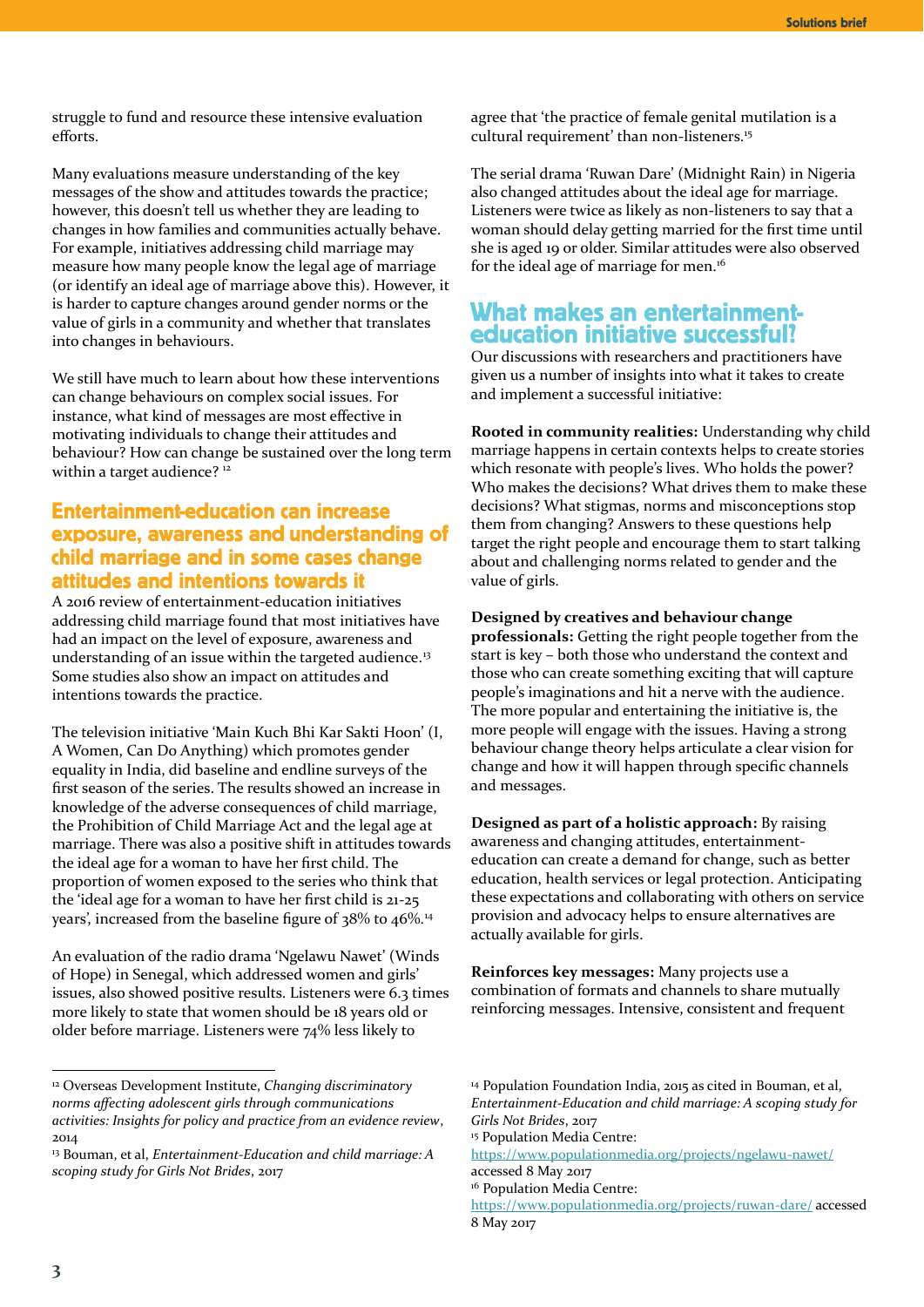struggle to fund and resource these intensive evaluation efforts.

Many evaluations measure understanding of the key messages of the show and attitudes towards the practice; however, this doesn't tell us whether they are leading to changes in how families and communities actually behave. For example, initiatives addressing child marriage may measure how many people know the legal age of marriage (or identify an ideal age of marriage above this). However, it is harder to capture changes around gender norms or the value of girls in a community and whether that translates into changes in behaviours.

We still have much to learn about how these interventions can change behaviours on complex social issues. For instance, what kind of messages are most effective in motivating individuals to change their attitudes and behaviour? How can change be sustained over the long term within a target audience? [12]

## Entertainment-education can increase exposure, awareness and understanding of child marriage and in some cases change attitudes and intentions towards it

A 2016 review of entertainment-education initiatives addressing child marriage found that most initiatives have had an impact on the level of exposure, awareness and understanding of an issue within the targeted audience.[13] Some studies also show an impact on attitudes and intentions towards the practice.

The television initiative 'Main Kuch Bhi Kar Sakti Hoon' (I, A Women, Can Do Anything) which promotes gender equality in India, did baseline and endline surveys of the first season of the series. The results showed an increase in knowledge of the adverse consequences of child marriage, the Prohibition of Child Marriage Act and the legal age at marriage. There was also a positive shift in attitudes towards the ideal age for a woman to have her first child. The proportion of women exposed to the series who think that the 'ideal age for a woman to have her first child is 21-25 years', increased from the baseline figure of 38% to 46%.[14]

An evaluation of the radio drama 'Ngelawu Nawet' (Winds of Hope) in Senegal, which addressed women and girls' issues, also showed positive results. Listeners were 6.3 times more likely to state that women should be 18 years old or older before marriage. Listeners were 74% less likely to agree that 'the practice of female genital mutilation is a cultural requirement' than non-listeners.[15]

The serial drama 'Ruwan Dare' (Midnight Rain) in Nigeria also changed attitudes about the ideal age for marriage. Listeners were twice as likely as non-listeners to say that a woman should delay getting married for the first time until she is aged 19 or older. Similar attitudes were also observed for the ideal age of marriage for men.[16]

## What makes an entertainment-education initiative successful?

Our discussions with researchers and practitioners have given us a number of insights into what it takes to create and implement a successful initiative:

**Rooted in community realities:** Understanding why child marriage happens in certain contexts helps to create stories which resonate with people's lives. Who holds the power? Who makes the decisions? What drives them to make these decisions? What stigmas, norms and misconceptions stop them from changing? Answers to these questions help target the right people and encourage them to start talking about and challenging norms related to gender and the value of girls.

**Designed by creatives and behaviour change professionals:** Getting the right people together from the start is key – both those who understand the context and those who can create something exciting that will capture people's imaginations and hit a nerve with the audience. The more popular and entertaining the initiative is, the more people will engage with the issues. Having a strong behaviour change theory helps articulate a clear vision for change and how it will happen through specific channels and messages.

**Designed as part of a holistic approach:** By raising awareness and changing attitudes, entertainment-education can create a demand for change, such as better education, health services or legal protection. Anticipating these expectations and collaborating with others on service provision and advocacy helps to ensure alternatives are actually available for girls.

**Reinforces key messages:** Many projects use a combination of formats and channels to share mutually reinforcing messages. Intensive, consistent and frequent

---

[12] Overseas Development Institute, *Changing discriminatory norms affecting adolescent girls through communications activities: Insights for policy and practice from an evidence review*, 2014

[13] Bouman, et al, *Entertainment-Education and child marriage: A scoping study for Girls Not Brides*, 2017

[14] Population Foundation India, 2015 as cited in Bouman, et al, *Entertainment-Education and child marriage: A scoping study for Girls Not Brides*, 2017

[15] Population Media Centre: https://www.populationmedia.org/projects/ngelawu-nawet/ accessed 8 May 2017

[16] Population Media Centre: https://www.populationmedia.org/projects/ruwan-dare/ accessed 8 May 2017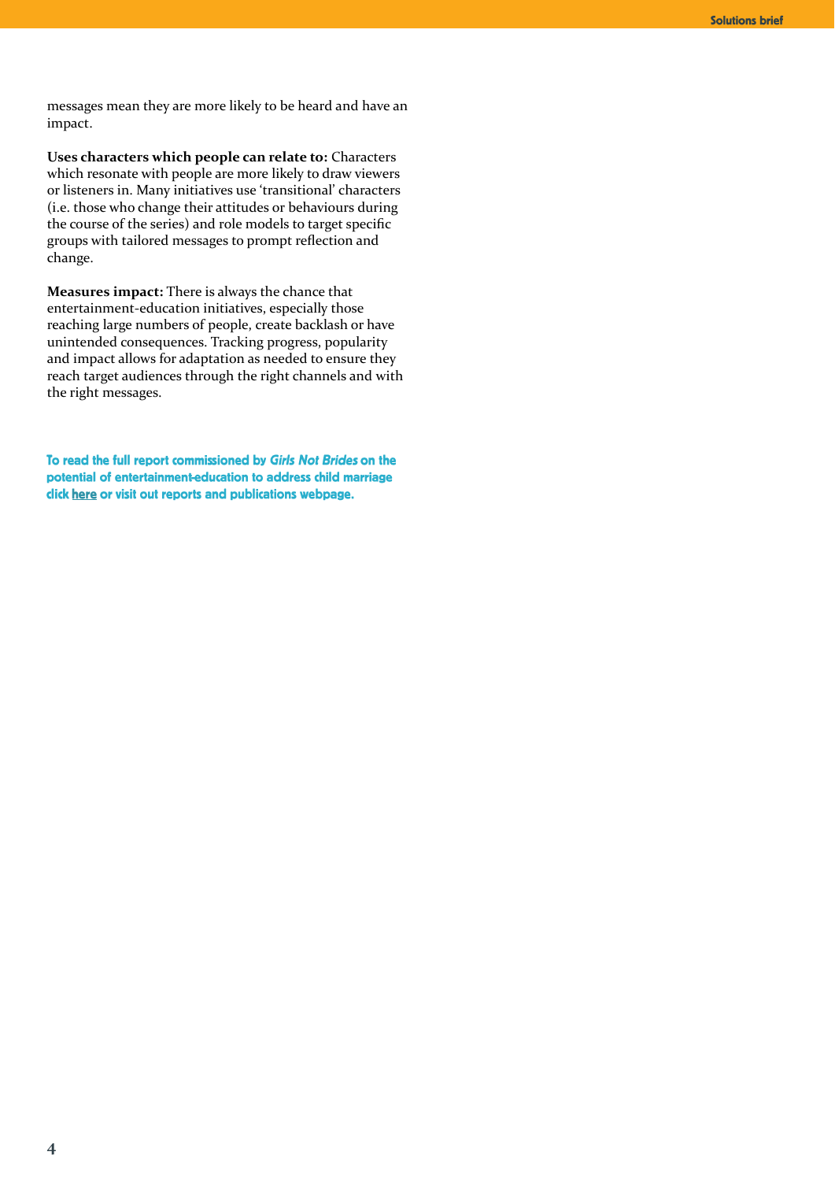messages mean they are more likely to be heard and have an impact.

**Uses characters which people can relate to:** Characters which resonate with people are more likely to draw viewers or listeners in. Many initiatives use 'transitional' characters (i.e. those who change their attitudes or behaviours during the course of the series) and role models to target specific groups with tailored messages to prompt reflection and change.

**Measures impact:** There is always the chance that entertainment-education initiatives, especially those reaching large numbers of people, create backlash or have unintended consequences. Tracking progress, popularity and impact allows for adaptation as needed to ensure they reach target audiences through the right channels and with the right messages.

**To read the full report commissioned by *Girls Not Brides* on the potential of entertainment-education to address child marriage click here or visit out reports and publications webpage.**